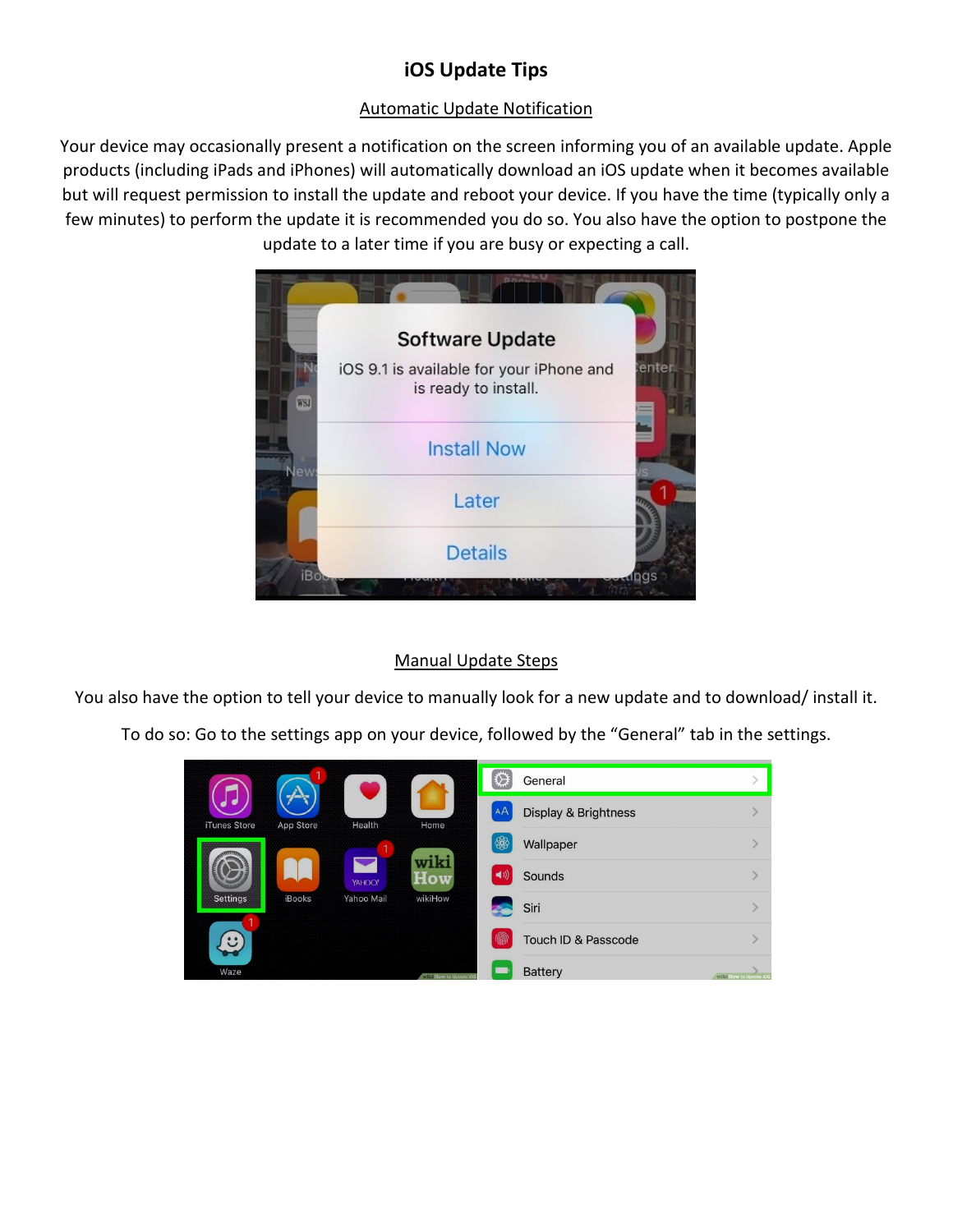# iOS Update Tips

## Automatic Update Notification

Your device may occasionally present a notification on the screen informing you of an available update. Apple products (including iPads and iPhones) will automatically download an iOS update when it becomes available but will request permission to install the update and reboot your device. If you have the time (typically only a few minutes) to perform the update it is recommended you do so. You also have the option to postpone the update to a later time if you are busy or expecting a call.

## Manual Update Steps

You also have the option to tell your device to manually look for a new update and to download/ install it.

To do so: Go to the settings app on your device, followed by the "General" tab in the settings.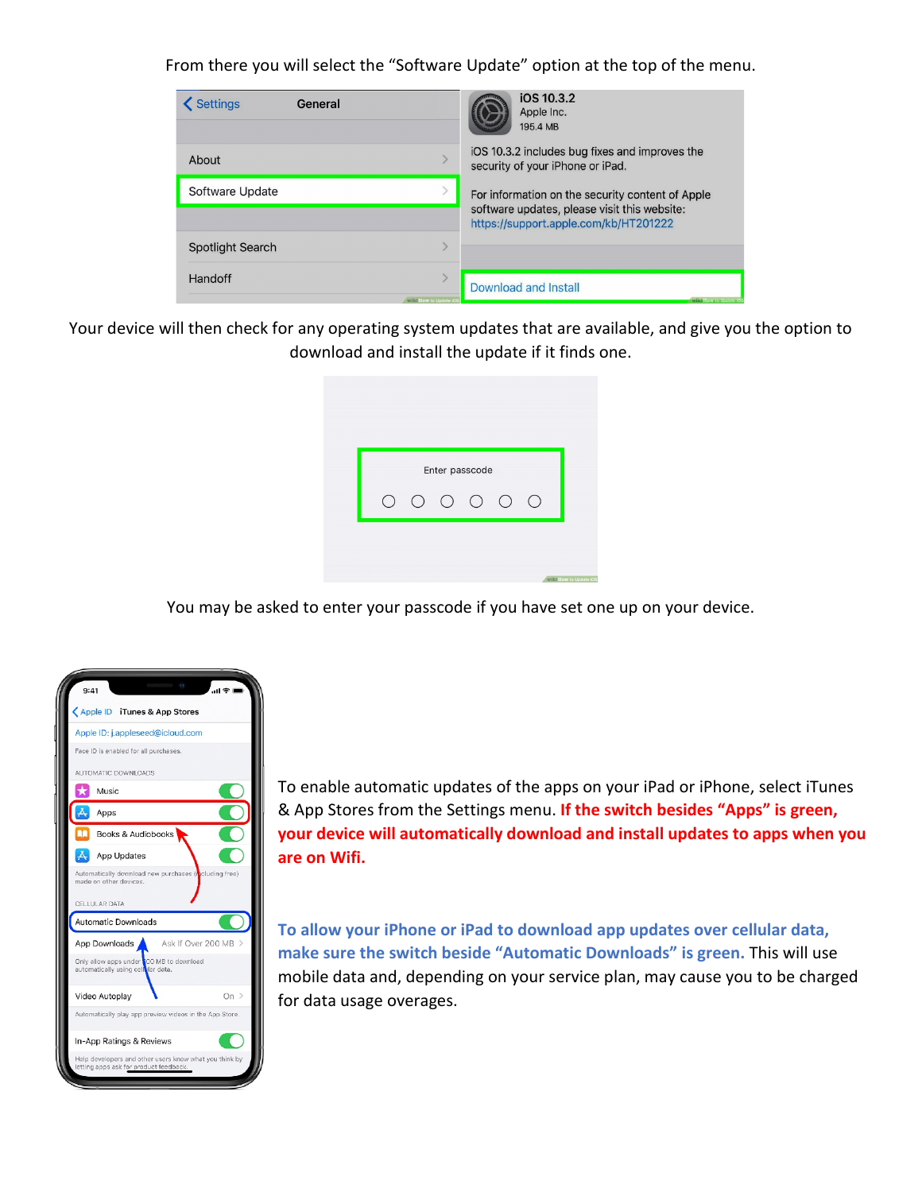From there you will select the "Software Update" option at the top of the menu.

Your device will then check for any operating system updates that are available, and give you the option to download and install the update if it finds one.

You may be asked to enter your passcode if you have set one up on your device.

To enable automatic updates of the apps on your iPad or iPhone, select iTunes & App Stores from the Settings menu. **If the switch besides "Apps" is green, your device will automatically download and install updates to apps when you are on Wifi.**

**To allow your iPhone or iPad to download app updates over cellular data, make sure the switch beside "Automatic Downloads" is green.** This will use mobile data and, depending on your service plan, may cause you to be charged for data usage overages.